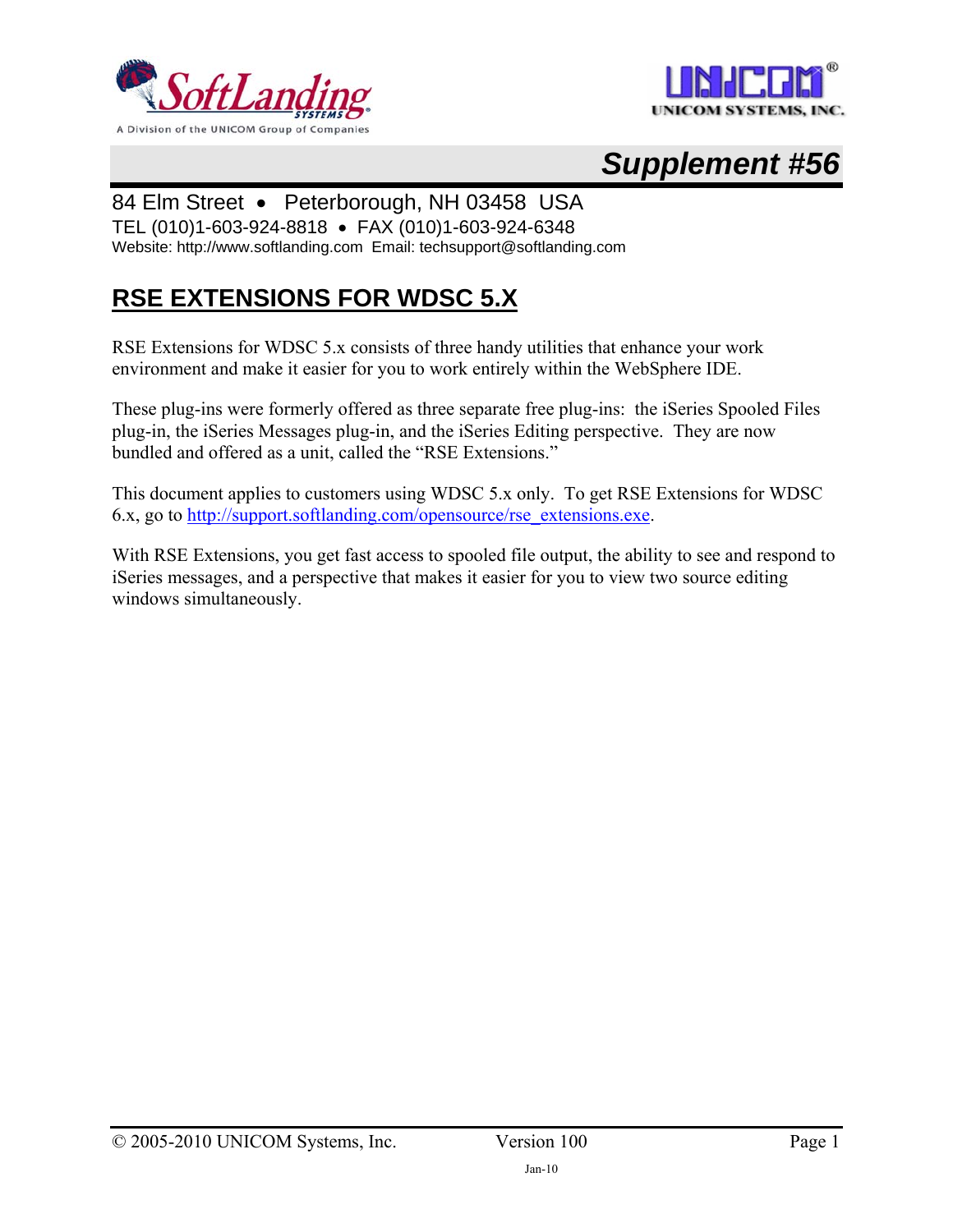A Division of the UNICOM Group of Companies

UNICOM SYSTEMS, INC.

# Supplement #56

84 Elm Street • Peterborough, NH 03458 USA
TEL (010)1-603-924-8818 • FAX (010)1-603-924-6348
Website: http://www.softlanding.com Email: techsupport@softlanding.com

## RSE EXTENSIONS FOR WDSC 5.X

RSE Extensions for WDSC 5.x consists of three handy utilities that enhance your work environment and make it easier for you to work entirely within the WebSphere IDE.

These plug-ins were formerly offered as three separate free plug-ins: the iSeries Spooled Files plug-in, the iSeries Messages plug-in, and the iSeries Editing perspective. They are now bundled and offered as a unit, called the "RSE Extensions."

This document applies to customers using WDSC 5.x only. To get RSE Extensions for WDSC 6.x, go to [http://support.softlanding.com/opensource/rse_extensions.exe](http://support.softlanding.com/opensource/rse_extensions.exe).

With RSE Extensions, you get fast access to spooled file output, the ability to see and respond to iSeries messages, and a perspective that makes it easier for you to view two source editing windows simultaneously.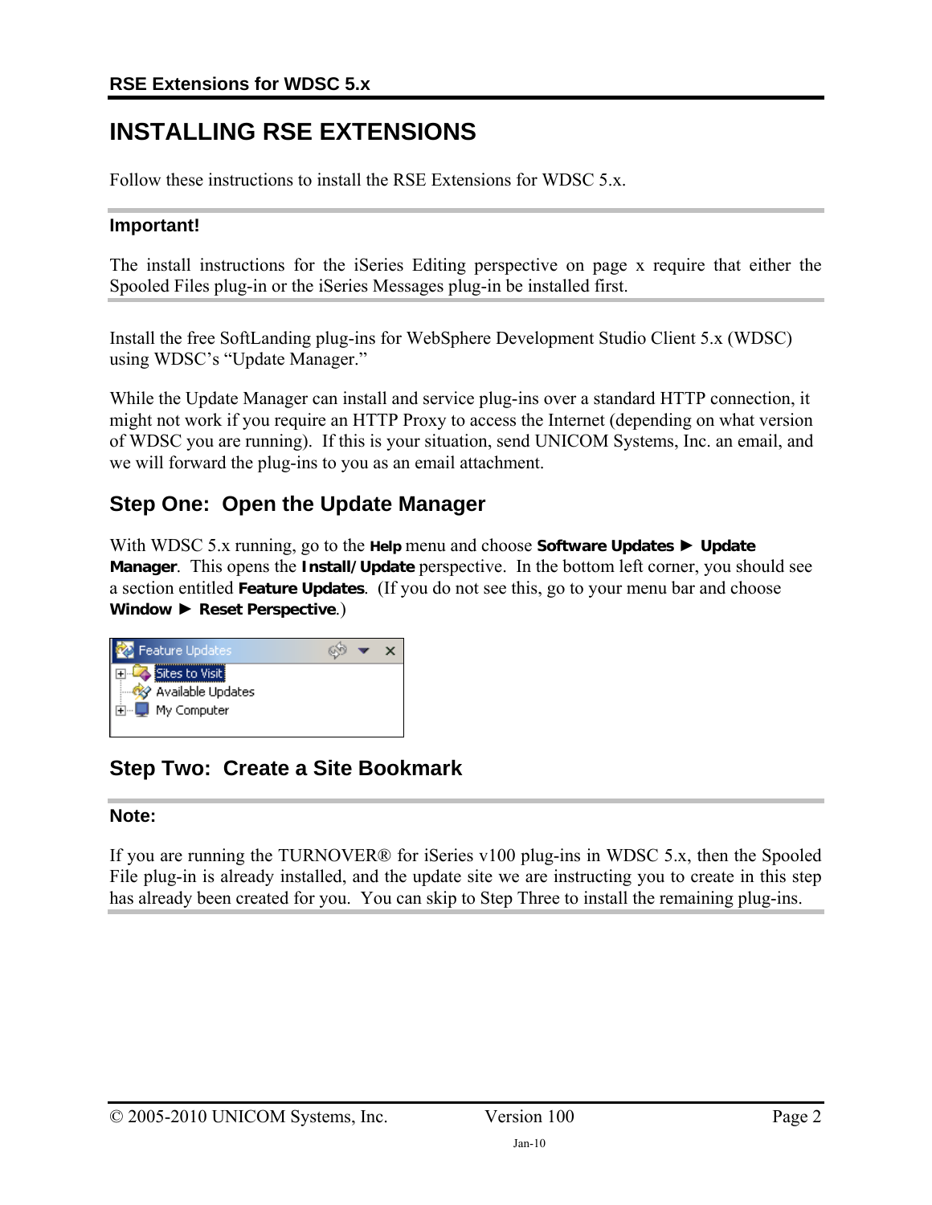# INSTALLING RSE EXTENSIONS

Follow these instructions to install the RSE Extensions for WDSC 5.x.

**Important!**

The install instructions for the iSeries Editing perspective on page x require that either the Spooled Files plug-in or the iSeries Messages plug-in be installed first.

Install the free SoftLanding plug-ins for WebSphere Development Studio Client 5.x (WDSC) using WDSC's "Update Manager."

While the Update Manager can install and service plug-ins over a standard HTTP connection, it might not work if you require an HTTP Proxy to access the Internet (depending on what version of WDSC you are running). If this is your situation, send UNICOM Systems, Inc. an email, and we will forward the plug-ins to you as an email attachment.

## Step One: Open the Update Manager

With WDSC 5.x running, go to the **Help** menu and choose **Software Updates ► Update Manager**. This opens the **Install/Update** perspective. In the bottom left corner, you should see a section entitled **Feature Updates**. (If you do not see this, go to your menu bar and choose **Window ► Reset Perspective**.)

## Step Two: Create a Site Bookmark

**Note:**

If you are running the TURNOVER® for iSeries v100 plug-ins in WDSC 5.x, then the Spooled File plug-in is already installed, and the update site we are instructing you to create in this step has already been created for you. You can skip to Step Three to install the remaining plug-ins.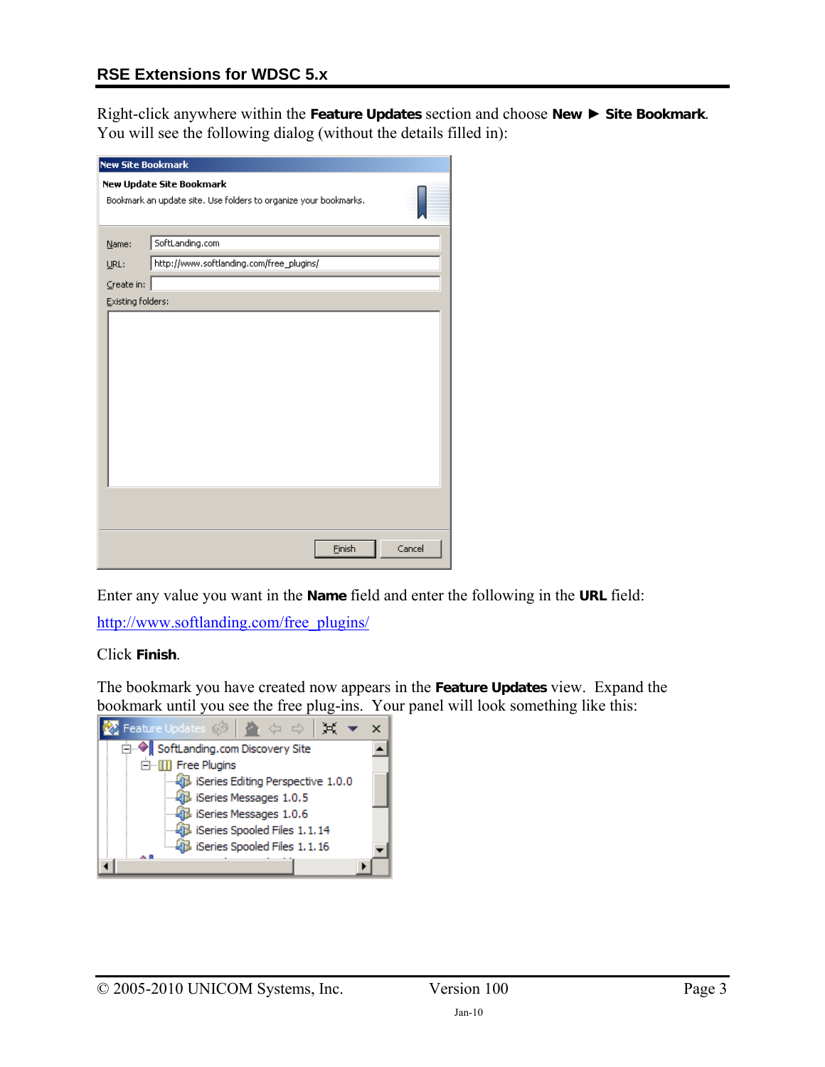Right-click anywhere within the **Feature Updates** section and choose **New ► Site Bookmark**. You will see the following dialog (without the details filled in):

Enter any value you want in the **Name** field and enter the following in the **URL** field:

http://www.softlanding.com/free_plugins/

Click **Finish**.

The bookmark you have created now appears in the **Feature Updates** view. Expand the bookmark until you see the free plug-ins. Your panel will look something like this: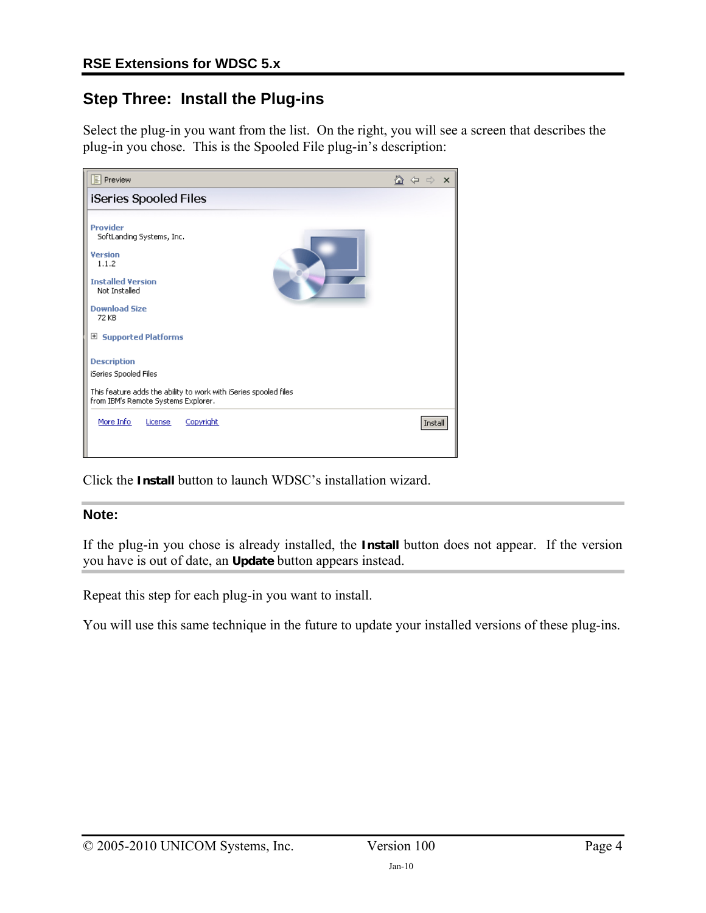## Step Three: Install the Plug-ins

Select the plug-in you want from the list. On the right, you will see a screen that describes the plug-in you chose. This is the Spooled File plug-in's description:

Preview

iSeries Spooled Files

**Provider**
SoftLanding Systems, Inc.

**Version**
1.1.2

**Installed Version**
Not Installed

**Download Size**
72 KB

⊞ **Supported Platforms**

**Description**
iSeries Spooled Files

This feature adds the ability to work with iSeries spooled files from IBM's Remote Systems Explorer.

More Info  License  Copyright  Install

Click the **Install** button to launch WDSC's installation wizard.

---

**Note:**

If the plug-in you chose is already installed, the **Install** button does not appear. If the version you have is out of date, an **Update** button appears instead.

---

Repeat this step for each plug-in you want to install.

You will use this same technique in the future to update your installed versions of these plug-ins.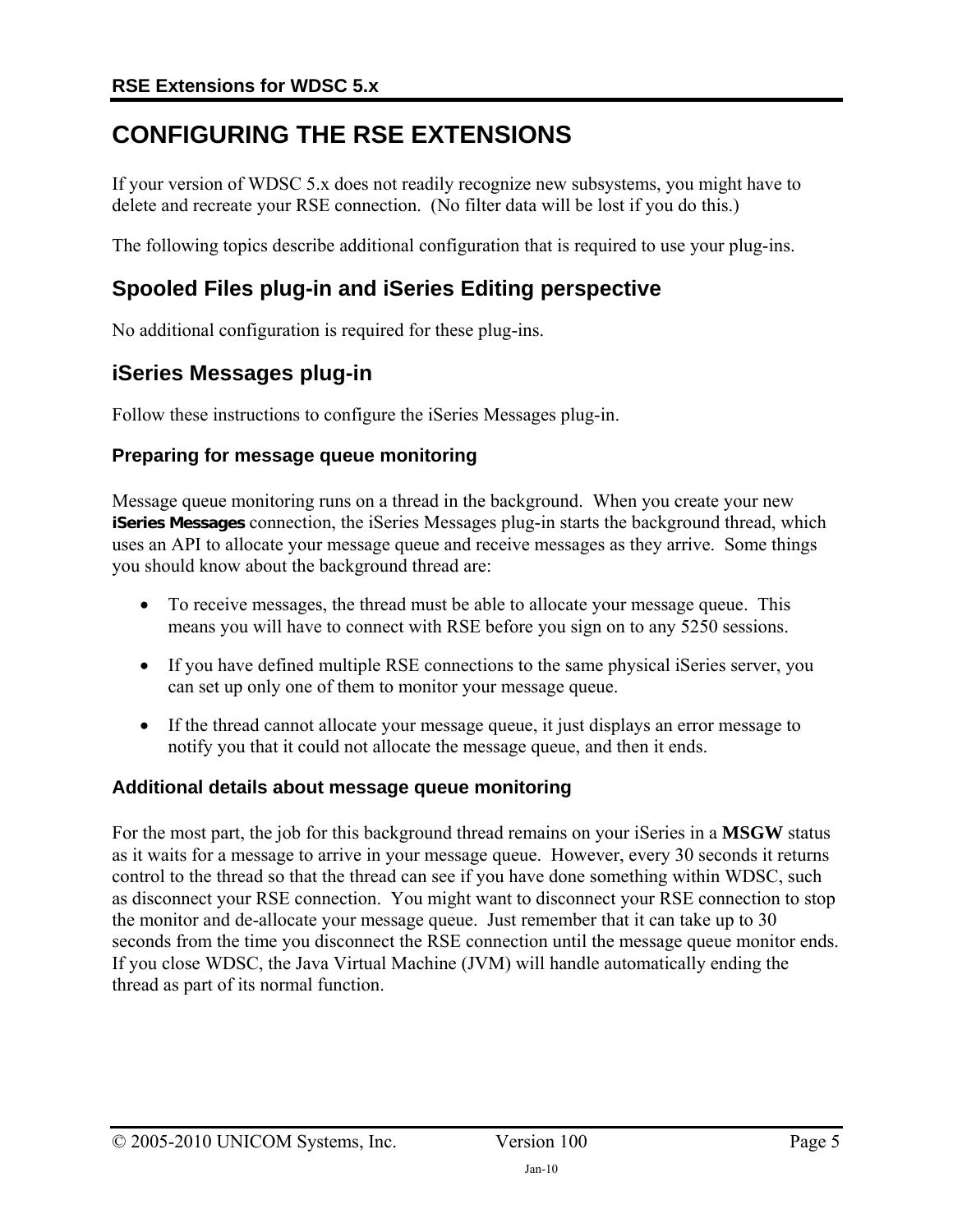# CONFIGURING THE RSE EXTENSIONS

If your version of WDSC 5.x does not readily recognize new subsystems, you might have to delete and recreate your RSE connection. (No filter data will be lost if you do this.)

The following topics describe additional configuration that is required to use your plug-ins.

## Spooled Files plug-in and iSeries Editing perspective

No additional configuration is required for these plug-ins.

## iSeries Messages plug-in

Follow these instructions to configure the iSeries Messages plug-in.

### Preparing for message queue monitoring

Message queue monitoring runs on a thread in the background. When you create your new **iSeries Messages** connection, the iSeries Messages plug-in starts the background thread, which uses an API to allocate your message queue and receive messages as they arrive. Some things you should know about the background thread are:

- To receive messages, the thread must be able to allocate your message queue. This means you will have to connect with RSE before you sign on to any 5250 sessions.
- If you have defined multiple RSE connections to the same physical iSeries server, you can set up only one of them to monitor your message queue.
- If the thread cannot allocate your message queue, it just displays an error message to notify you that it could not allocate the message queue, and then it ends.

### Additional details about message queue monitoring

For the most part, the job for this background thread remains on your iSeries in a **MSGW** status as it waits for a message to arrive in your message queue. However, every 30 seconds it returns control to the thread so that the thread can see if you have done something within WDSC, such as disconnect your RSE connection. You might want to disconnect your RSE connection to stop the monitor and de-allocate your message queue. Just remember that it can take up to 30 seconds from the time you disconnect the RSE connection until the message queue monitor ends. If you close WDSC, the Java Virtual Machine (JVM) will handle automatically ending the thread as part of its normal function.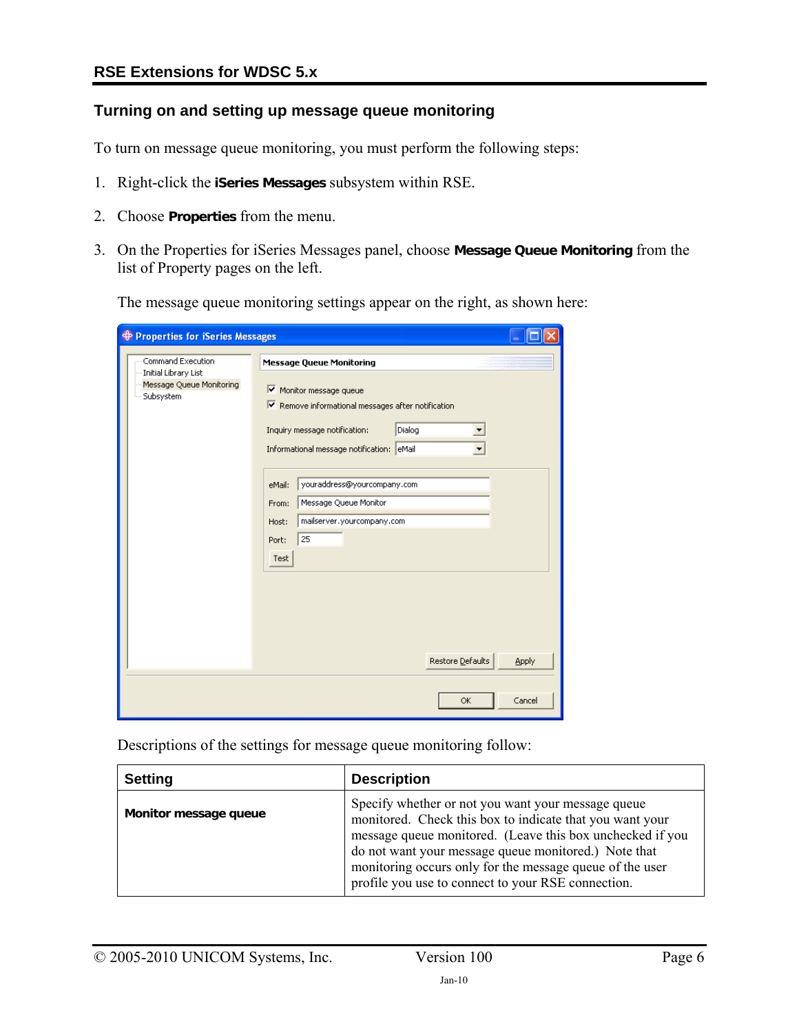## Turning on and setting up message queue monitoring

To turn on message queue monitoring, you must perform the following steps:

1. Right-click the **iSeries Messages** subsystem within RSE.
2. Choose **Properties** from the menu.
3. On the Properties for iSeries Messages panel, choose **Message Queue Monitoring** from the list of Property pages on the left.

   The message queue monitoring settings appear on the right, as shown here:

   Descriptions of the settings for message queue monitoring follow:

| Setting | Description |
|---|---|
| **Monitor message queue** | Specify whether or not you want your message queue monitored. Check this box to indicate that you want your message queue monitored. (Leave this box unchecked if you do not want your message queue monitored.) Note that monitoring occurs only for the message queue of the user profile you use to connect to your RSE connection. |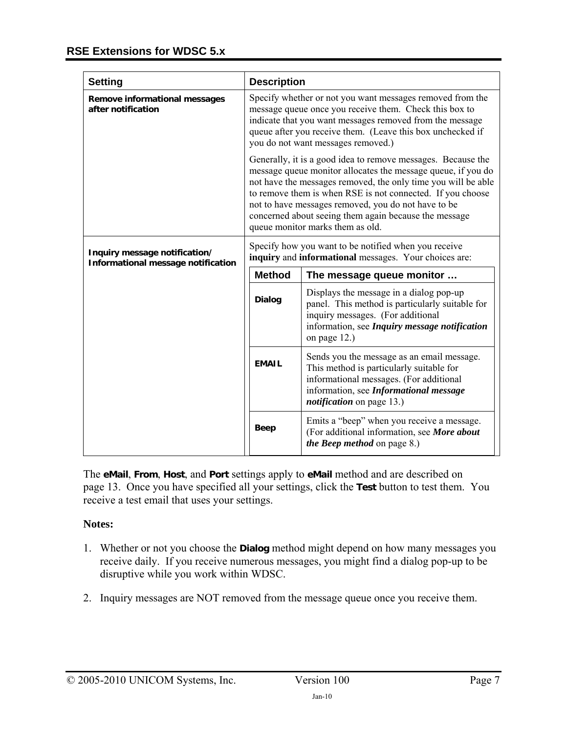| Setting | Description |
|---|---|
| **Remove informational messages after notification** | Specify whether or not you want messages removed from the message queue once you receive them. Check this box to indicate that you want messages removed from the message queue after you receive them. (Leave this box unchecked if you do not want messages removed.)<br><br>Generally, it is a good idea to remove messages. Because the message queue monitor allocates the message queue, if you do not have the messages removed, the only time you will be able to remove them is when RSE is not connected. If you choose not to have messages removed, you do not have to be concerned about seeing them again because the message queue monitor marks them as old. |
| **Inquiry message notification/ Informational message notification** | Specify how you want to be notified when you receive **inquiry** and **informational** messages. Your choices are:<br><br>**Dialog** – Displays the message in a dialog pop-up panel. This method is particularly suitable for inquiry messages. (For additional information, see ***Inquiry message notification*** on page 12.)<br><br>**EMAIL** – Sends you the message as an email message. This method is particularly suitable for informational messages. (For additional information, see ***Informational message notification*** on page 13.)<br><br>**Beep** – Emits a "beep" when you receive a message. (For additional information, see ***More about the Beep method*** on page 8.) |

| Method | The message queue monitor … |
|---|---|
| **Dialog** | Displays the message in a dialog pop-up panel. This method is particularly suitable for inquiry messages. (For additional information, see ***Inquiry message notification*** on page 12.) |
| **EMAIL** | Sends you the message as an email message. This method is particularly suitable for informational messages. (For additional information, see ***Informational message notification*** on page 13.) |
| **Beep** | Emits a "beep" when you receive a message. (For additional information, see ***More about the Beep method*** on page 8.) |

The **eMail**, **From**, **Host**, and **Port** settings apply to **eMail** method and are described on page 13. Once you have specified all your settings, click the **Test** button to test them. You receive a test email that uses your settings.

**Notes:**

1. Whether or not you choose the **Dialog** method might depend on how many messages you receive daily. If you receive numerous messages, you might find a dialog pop-up to be disruptive while you work within WDSC.

2. Inquiry messages are NOT removed from the message queue once you receive them.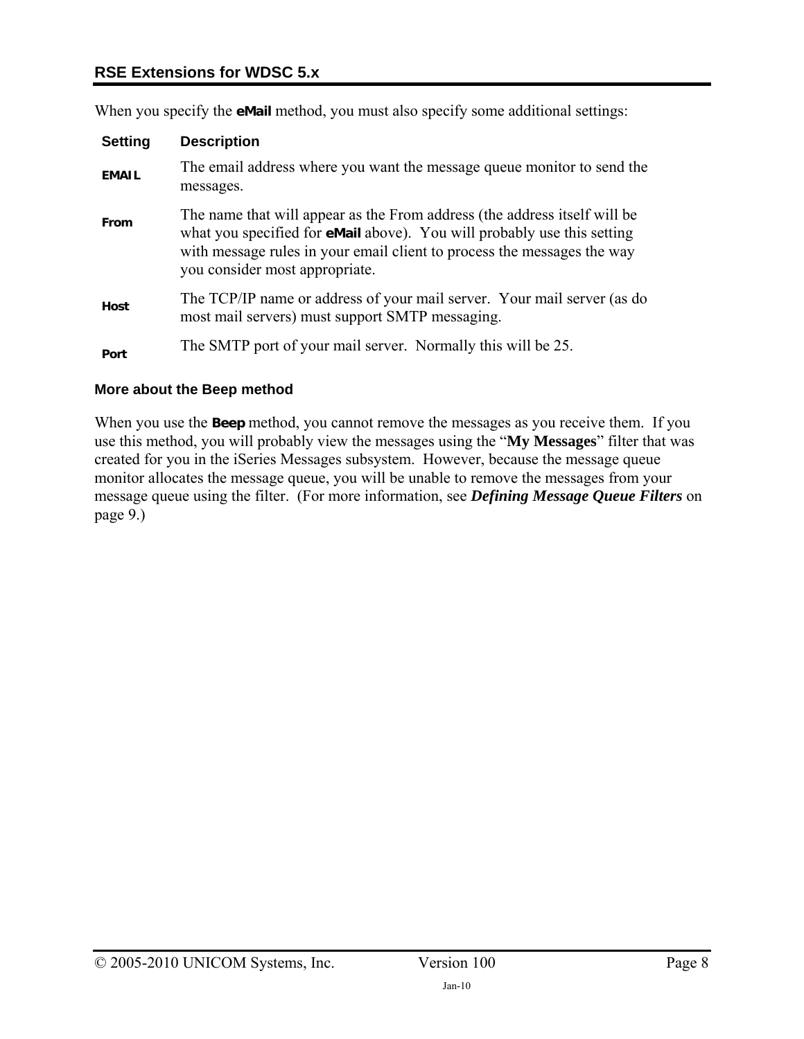When you specify the **eMail** method, you must also specify some additional settings:

| Setting | Description |
|---|---|
| **EMAIL** | The email address where you want the message queue monitor to send the messages. |
| **From** | The name that will appear as the From address (the address itself will be what you specified for **eMail** above). You will probably use this setting with message rules in your email client to process the messages the way you consider most appropriate. |
| **Host** | The TCP/IP name or address of your mail server. Your mail server (as do most mail servers) must support SMTP messaging. |
| **Port** | The SMTP port of your mail server. Normally this will be 25. |

### More about the Beep method

When you use the **Beep** method, you cannot remove the messages as you receive them. If you use this method, you will probably view the messages using the "**My Messages**" filter that was created for you in the iSeries Messages subsystem. However, because the message queue monitor allocates the message queue, you will be unable to remove the messages from your message queue using the filter. (For more information, see ***Defining Message Queue Filters*** on page 9.)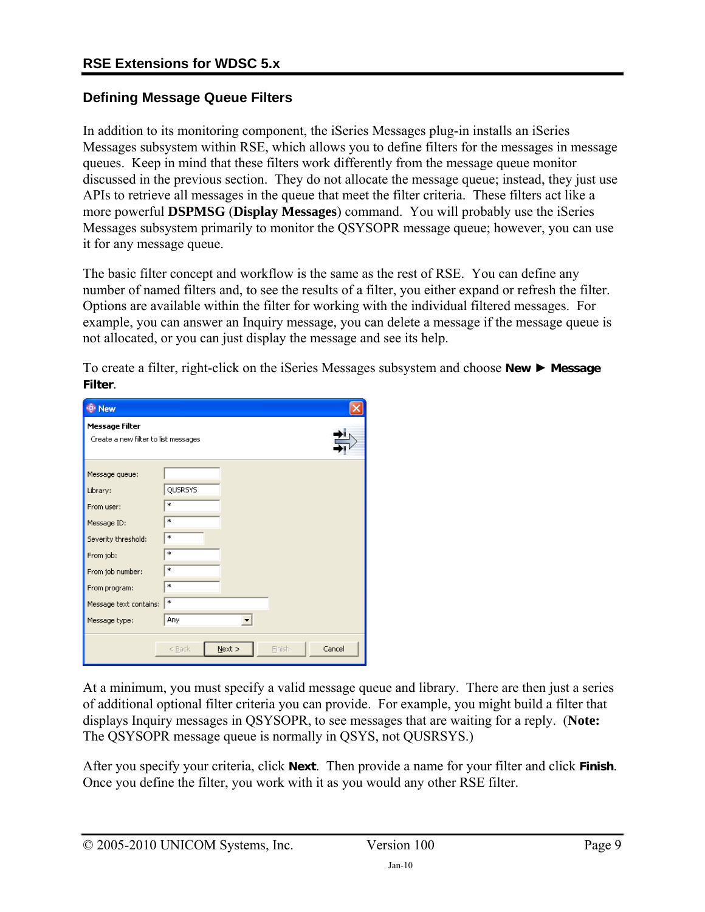## Defining Message Queue Filters

In addition to its monitoring component, the iSeries Messages plug-in installs an iSeries Messages subsystem within RSE, which allows you to define filters for the messages in message queues. Keep in mind that these filters work differently from the message queue monitor discussed in the previous section. They do not allocate the message queue; instead, they just use APIs to retrieve all messages in the queue that meet the filter criteria. These filters act like a more powerful **DSPMSG** (**Display Messages**) command. You will probably use the iSeries Messages subsystem primarily to monitor the QSYSOPR message queue; however, you can use it for any message queue.

The basic filter concept and workflow is the same as the rest of RSE. You can define any number of named filters and, to see the results of a filter, you either expand or refresh the filter. Options are available within the filter for working with the individual filtered messages. For example, you can answer an Inquiry message, you can delete a message if the message queue is not allocated, or you can just display the message and see its help.

To create a filter, right-click on the iSeries Messages subsystem and choose **New ► Message Filter**.

At a minimum, you must specify a valid message queue and library. There are then just a series of additional optional filter criteria you can provide. For example, you might build a filter that displays Inquiry messages in QSYSOPR, to see messages that are waiting for a reply. (**Note:** The QSYSOPR message queue is normally in QSYS, not QUSRSYS.)

After you specify your criteria, click **Next**. Then provide a name for your filter and click **Finish**. Once you define the filter, you work with it as you would any other RSE filter.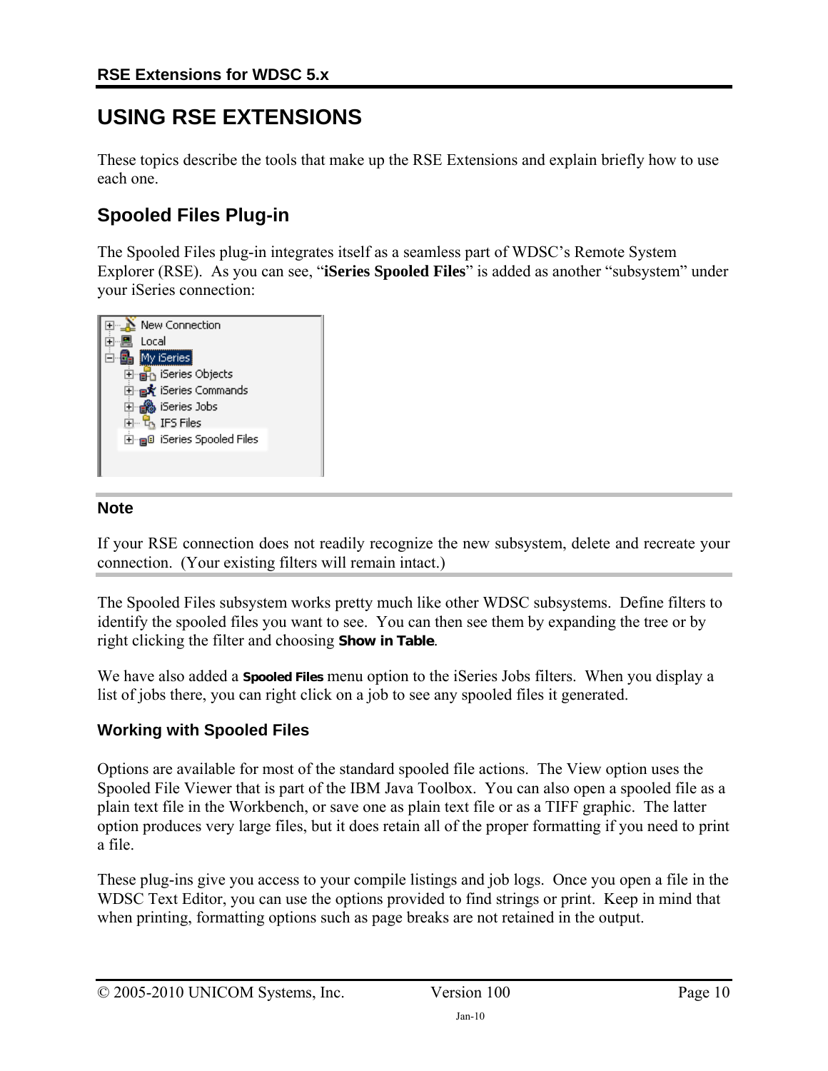# USING RSE EXTENSIONS

These topics describe the tools that make up the RSE Extensions and explain briefly how to use each one.

## Spooled Files Plug-in

The Spooled Files plug-in integrates itself as a seamless part of WDSC's Remote System Explorer (RSE). As you can see, "**iSeries Spooled Files**" is added as another "subsystem" under your iSeries connection:

### Note

If your RSE connection does not readily recognize the new subsystem, delete and recreate your connection. (Your existing filters will remain intact.)

The Spooled Files subsystem works pretty much like other WDSC subsystems. Define filters to identify the spooled files you want to see. You can then see them by expanding the tree or by right clicking the filter and choosing **Show in Table**.

We have also added a **Spooled Files** menu option to the iSeries Jobs filters. When you display a list of jobs there, you can right click on a job to see any spooled files it generated.

### Working with Spooled Files

Options are available for most of the standard spooled file actions. The View option uses the Spooled File Viewer that is part of the IBM Java Toolbox. You can also open a spooled file as a plain text file in the Workbench, or save one as plain text file or as a TIFF graphic. The latter option produces very large files, but it does retain all of the proper formatting if you need to print a file.

These plug-ins give you access to your compile listings and job logs. Once you open a file in the WDSC Text Editor, you can use the options provided to find strings or print. Keep in mind that when printing, formatting options such as page breaks are not retained in the output.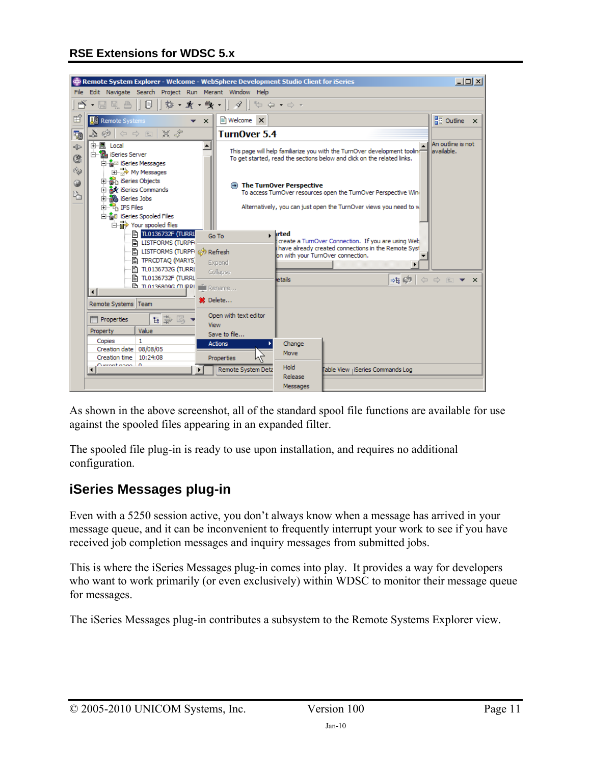As shown in the above screenshot, all of the standard spool file functions are available for use against the spooled files appearing in an expanded filter.

The spooled file plug-in is ready to use upon installation, and requires no additional configuration.

## iSeries Messages plug-in

Even with a 5250 session active, you don't always know when a message has arrived in your message queue, and it can be inconvenient to frequently interrupt your work to see if you have received job completion messages and inquiry messages from submitted jobs.

This is where the iSeries Messages plug-in comes into play. It provides a way for developers who want to work primarily (or even exclusively) within WDSC to monitor their message queue for messages.

The iSeries Messages plug-in contributes a subsystem to the Remote Systems Explorer view.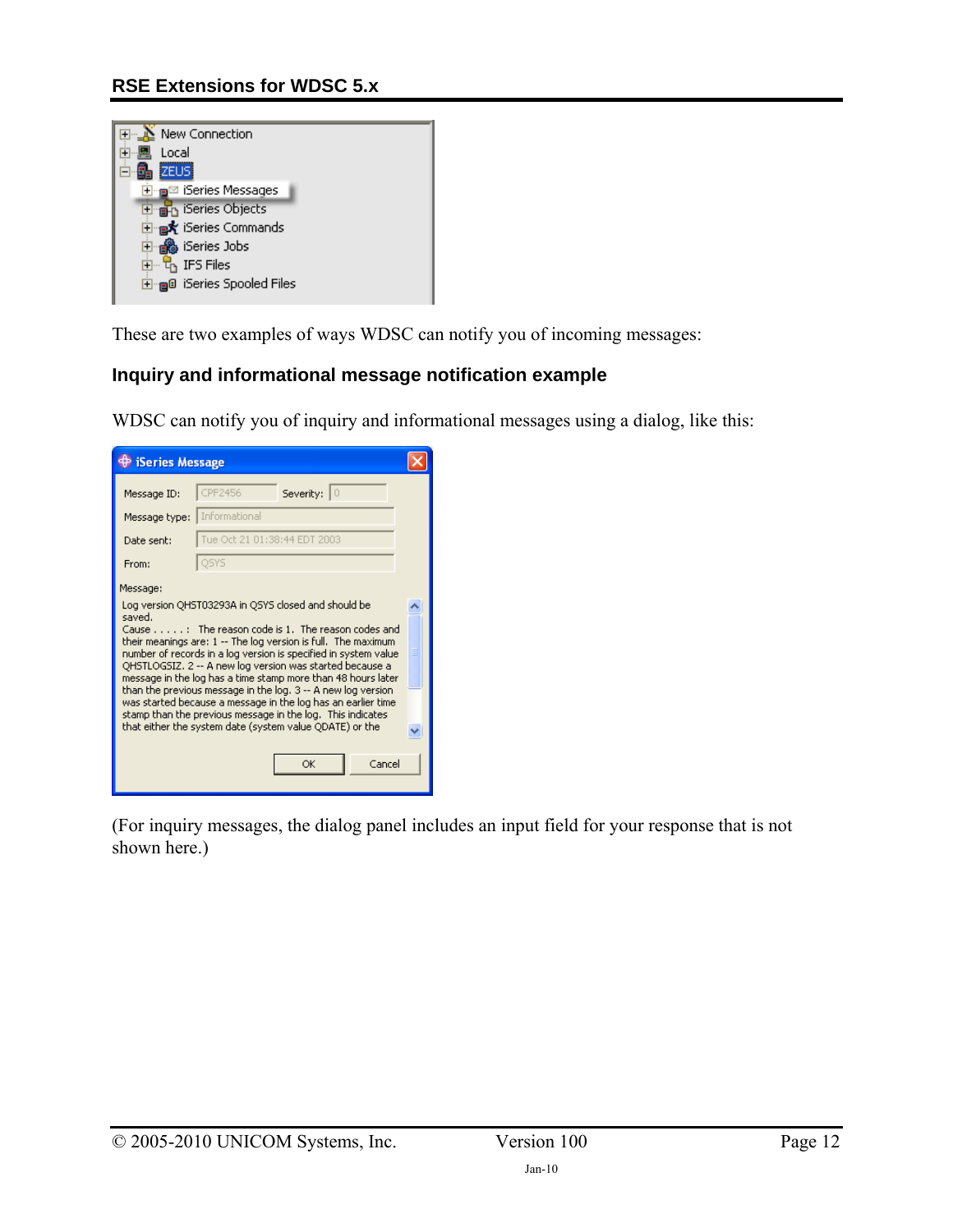These are two examples of ways WDSC can notify you of incoming messages:

### Inquiry and informational message notification example

WDSC can notify you of inquiry and informational messages using a dialog, like this:

(For inquiry messages, the dialog panel includes an input field for your response that is not shown here.)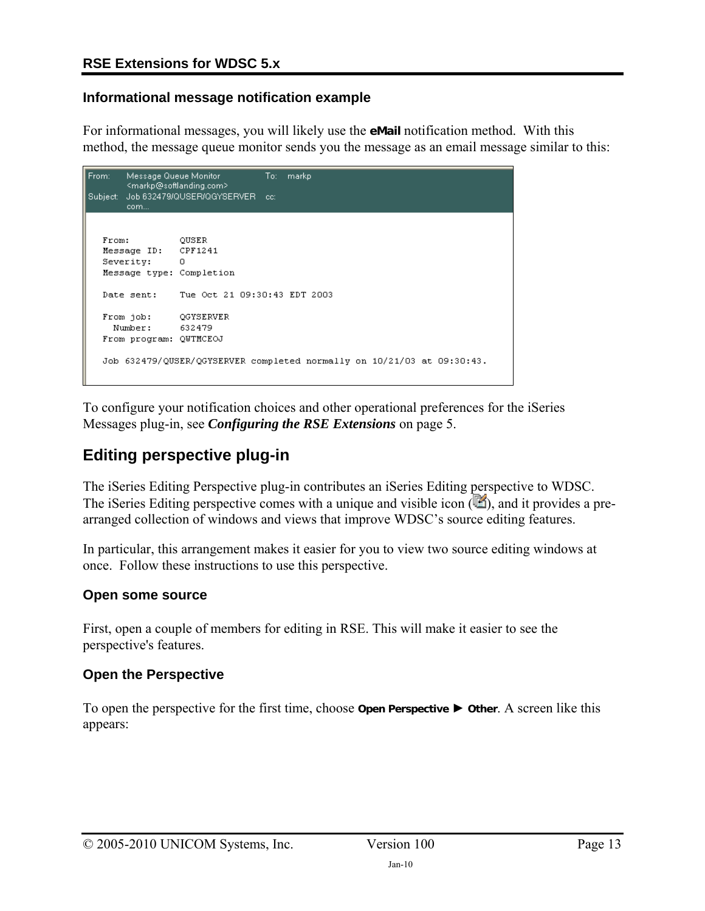### Informational message notification example

For informational messages, you will likely use the **eMail** notification method. With this method, the message queue monitor sends you the message as an email message similar to this:

```
From:    Message Queue Monitor          To:  markp
         <markp@softlanding.com>
Subject: Job 632479/QUSER/QGYSERVER     cc:
         com...

   From:         QUSER
   Message ID:   CPF1241
   Severity:     0
   Message type: Completion

   Date sent:    Tue Oct 21 09:30:43 EDT 2003

   From job:     QGYSERVER
     Number:     632479
   From program: QWTMCEOJ

   Job 632479/QUSER/QGYSERVER completed normally on 10/21/03 at 09:30:43.
```

To configure your notification choices and other operational preferences for the iSeries Messages plug-in, see ***Configuring the RSE Extensions*** on page 5.

## Editing perspective plug-in

The iSeries Editing Perspective plug-in contributes an iSeries Editing perspective to WDSC. The iSeries Editing perspective comes with a unique and visible icon ( ), and it provides a pre-arranged collection of windows and views that improve WDSC's source editing features.

In particular, this arrangement makes it easier for you to view two source editing windows at once. Follow these instructions to use this perspective.

### Open some source

First, open a couple of members for editing in RSE. This will make it easier to see the perspective's features.

### Open the Perspective

To open the perspective for the first time, choose **Open Perspective ► Other**. A screen like this appears: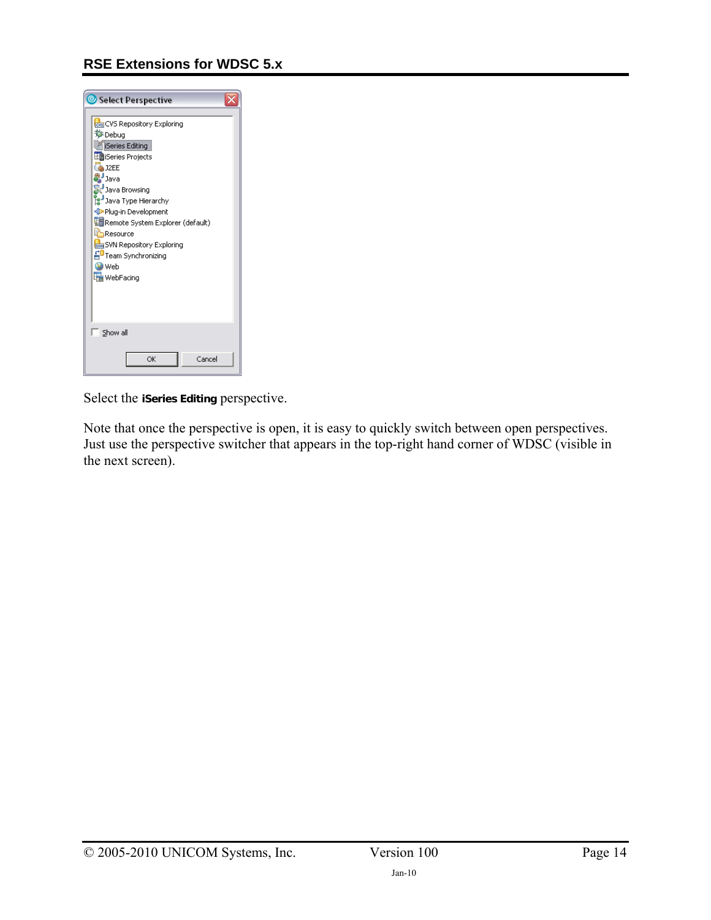Select the **iSeries Editing** perspective.

Note that once the perspective is open, it is easy to quickly switch between open perspectives. Just use the perspective switcher that appears in the top-right hand corner of WDSC (visible in the next screen).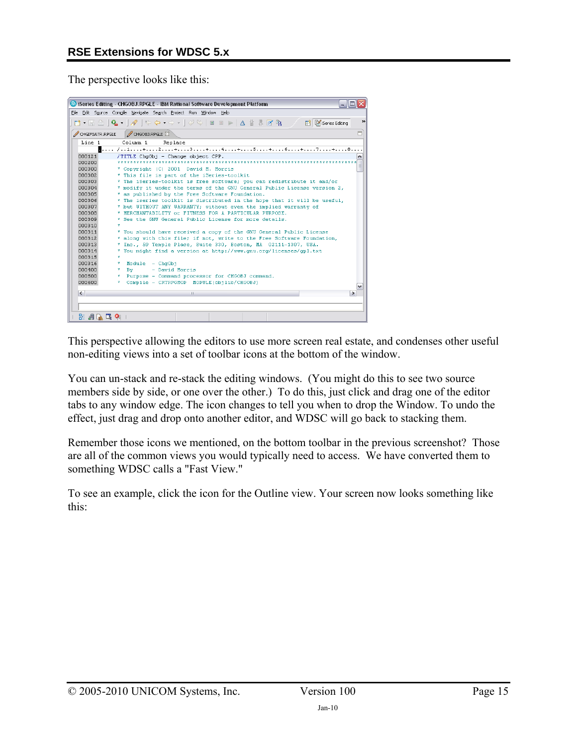The perspective looks like this:

This perspective allowing the editors to use more screen real estate, and condenses other useful non-editing views into a set of toolbar icons at the bottom of the window.

You can un-stack and re-stack the editing windows. (You might do this to see two source members side by side, or one over the other.) To do this, just click and drag one of the editor tabs to any window edge. The icon changes to tell you when to drop the Window. To undo the effect, just drag and drop onto another editor, and WDSC will go back to stacking them.

Remember those icons we mentioned, on the bottom toolbar in the previous screenshot? Those are all of the common views you would typically need to access. We have converted them to something WDSC calls a "Fast View."

To see an example, click the icon for the Outline view. Your screen now looks something like this: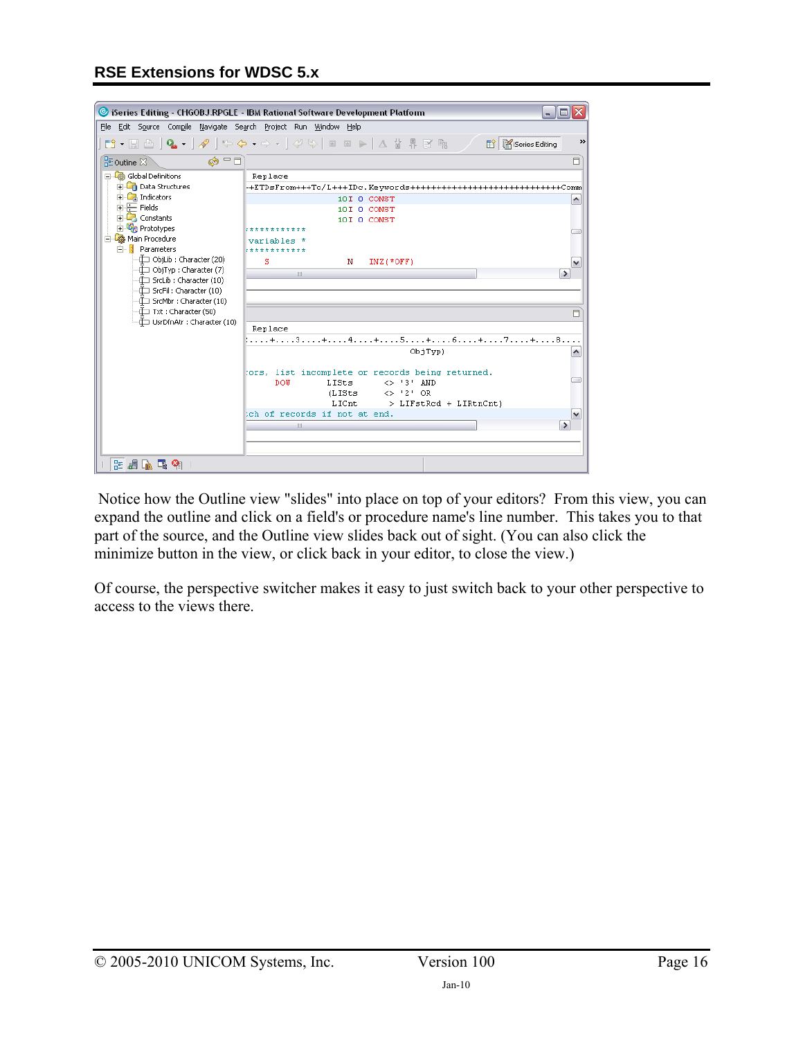Notice how the Outline view "slides" into place on top of your editors? From this view, you can expand the outline and click on a field's or procedure name's line number. This takes you to that part of the source, and the Outline view slides back out of sight. (You can also click the minimize button in the view, or click back in your editor, to close the view.)

Of course, the perspective switcher makes it easy to just switch back to your other perspective to access to the views there.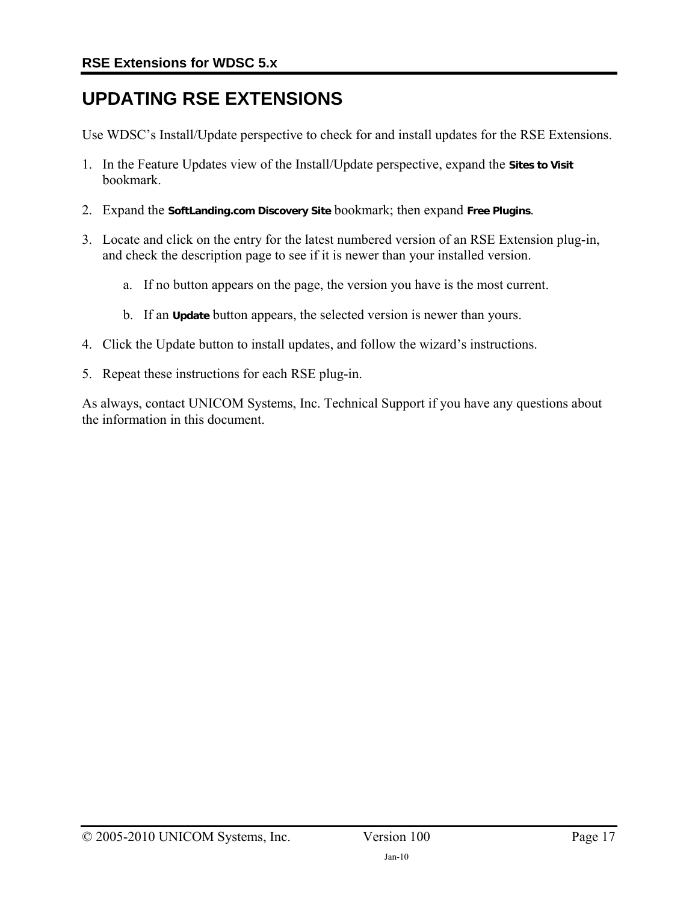# UPDATING RSE EXTENSIONS

Use WDSC's Install/Update perspective to check for and install updates for the RSE Extensions.

1. In the Feature Updates view of the Install/Update perspective, expand the **Sites to Visit** bookmark.
2. Expand the **SoftLanding.com Discovery Site** bookmark; then expand **Free Plugins**.
3. Locate and click on the entry for the latest numbered version of an RSE Extension plug-in, and check the description page to see if it is newer than your installed version.
    a. If no button appears on the page, the version you have is the most current.
    b. If an **Update** button appears, the selected version is newer than yours.
4. Click the Update button to install updates, and follow the wizard's instructions.
5. Repeat these instructions for each RSE plug-in.

As always, contact UNICOM Systems, Inc. Technical Support if you have any questions about the information in this document.